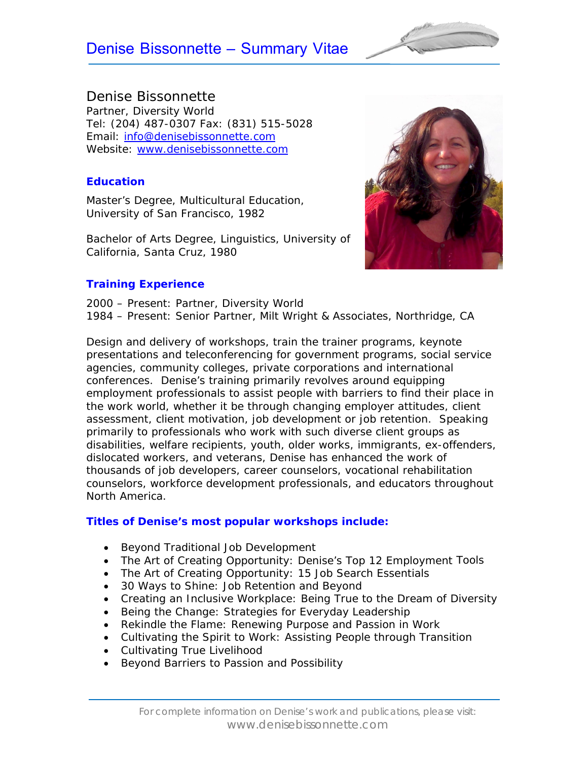# Denise Bissonnette – Summary Vitae

## Denise Bissonnette

Partner, Diversity World
Tel: (204) 487-0307 Fax: (831) 515-5028
Email: info@denisebissonnette.com
Website: www.denisebissonnette.com

### Education

Master's Degree, Multicultural Education, University of San Francisco, 1982

Bachelor of Arts Degree, Linguistics, University of California, Santa Cruz, 1980

### Training Experience

2000 – Present: Partner, Diversity World
1984 – Present: Senior Partner, Milt Wright & Associates, Northridge, CA

Design and delivery of workshops, train the trainer programs, keynote presentations and teleconferencing for government programs, social service agencies, community colleges, private corporations and international conferences. Denise's training primarily revolves around equipping employment professionals to assist people with barriers to find their place in the work world, whether it be through changing employer attitudes, client assessment, client motivation, job development or job retention. Speaking primarily to professionals who work with such diverse client groups as disabilities, welfare recipients, youth, older works, immigrants, ex-offenders, dislocated workers, and veterans, Denise has enhanced the work of thousands of job developers, career counselors, vocational rehabilitation counselors, workforce development professionals, and educators throughout North America.

### Titles of Denise's most popular workshops include:

- Beyond Traditional Job Development
- The Art of Creating Opportunity: Denise's Top 12 Employment Tools
- The Art of Creating Opportunity: 15 Job Search Essentials
- 30 Ways to Shine: Job Retention and Beyond
- Creating an Inclusive Workplace: Being True to the Dream of Diversity
- Being the Change: Strategies for Everyday Leadership
- Rekindle the Flame: Renewing Purpose and Passion in Work
- Cultivating the Spirit to Work: Assisting People through Transition
- Cultivating True Livelihood
- Beyond Barriers to Passion and Possibility

*For complete information on Denise's work and publications, please visit:*
www.denisebissonnette.com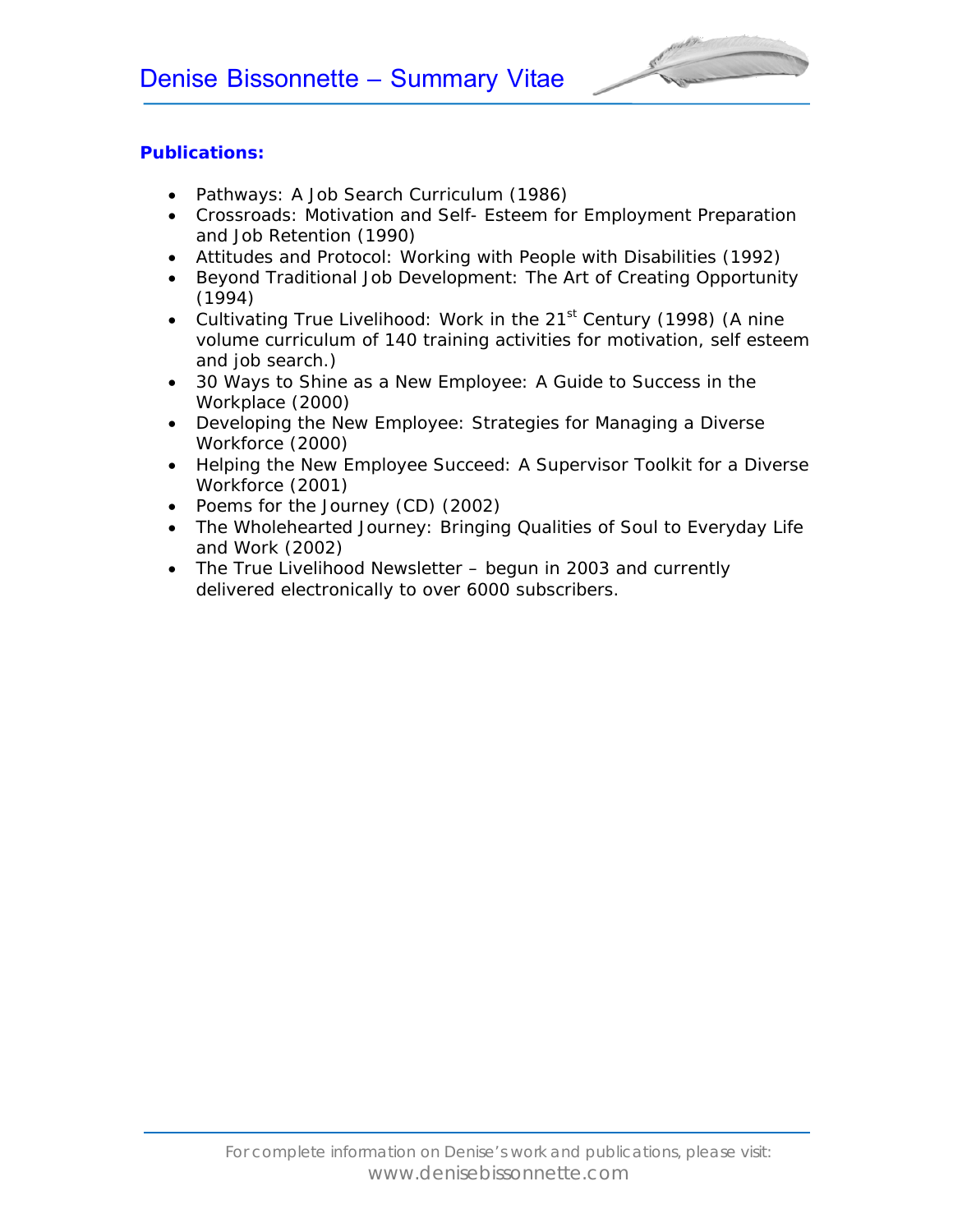**Publications:**

- Pathways: A Job Search Curriculum (1986)
- Crossroads: Motivation and Self- Esteem for Employment Preparation and Job Retention (1990)
- Attitudes and Protocol: Working with People with Disabilities (1992)
- Beyond Traditional Job Development: The Art of Creating Opportunity (1994)
- Cultivating True Livelihood: Work in the 21st Century (1998) (A nine volume curriculum of 140 training activities for motivation, self esteem and job search.)
- 30 Ways to Shine as a New Employee: A Guide to Success in the Workplace (2000)
- Developing the New Employee: Strategies for Managing a Diverse Workforce (2000)
- Helping the New Employee Succeed: A Supervisor Toolkit for a Diverse Workforce (2001)
- Poems for the Journey (CD) (2002)
- The Wholehearted Journey: Bringing Qualities of Soul to Everyday Life and Work (2002)
- The True Livelihood Newsletter – begun in 2003 and currently delivered electronically to over 6000 subscribers.

*For complete information on Denise's work and publications, please visit:*
www.denisebissonnette.com